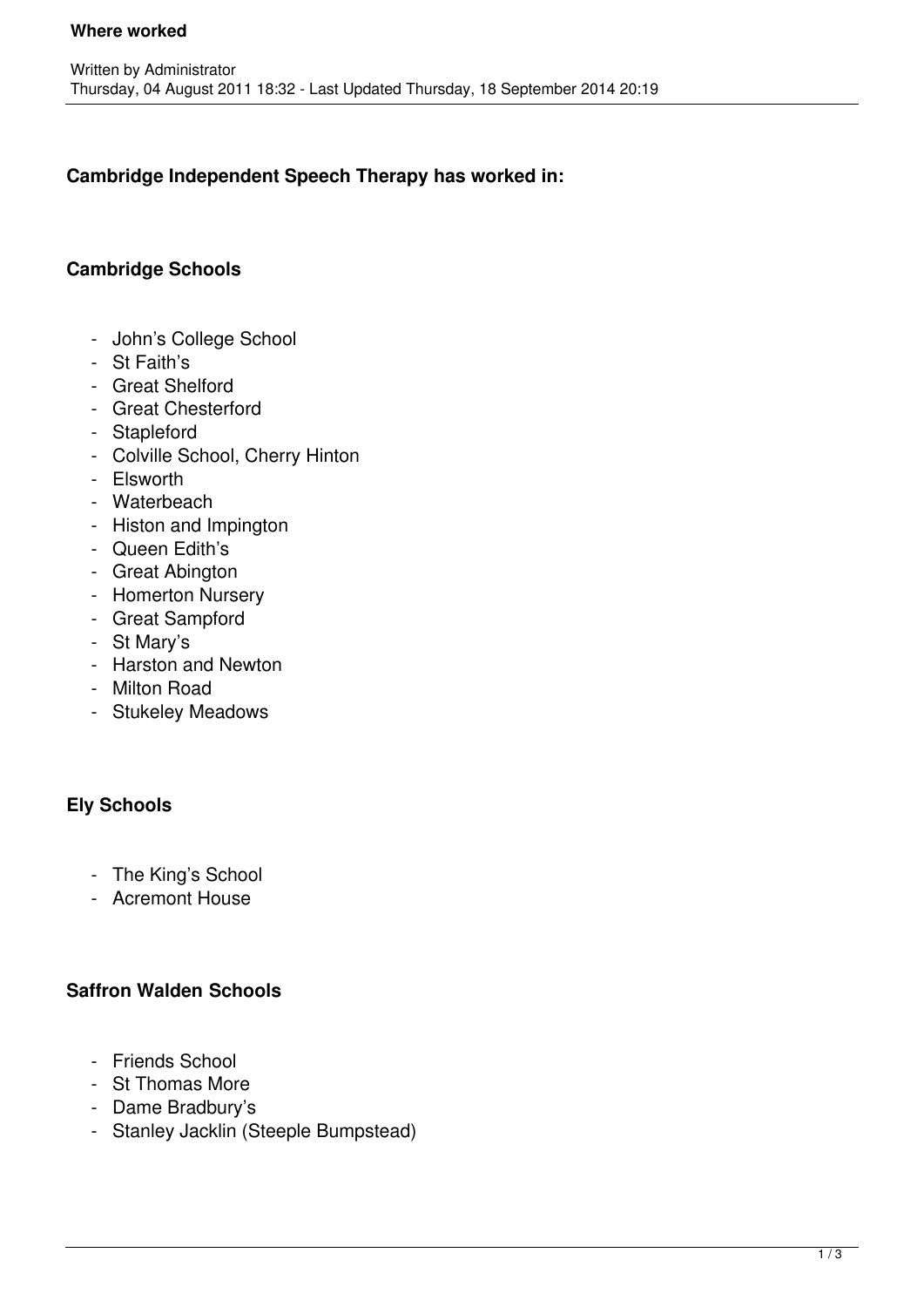**Where worked**

Written by Administrator
Thursday, 04 August 2011 18:32 - Last Updated Thursday, 18 September 2014 20:19

## Cambridge Independent Speech Therapy has worked in:

### Cambridge Schools

- John's College School
- St Faith's
- Great Shelford
- Great Chesterford
- Stapleford
- Colville School, Cherry Hinton
- Elsworth
- Waterbeach
- Histon and Impington
- Queen Edith's
- Great Abington
- Homerton Nursery
- Great Sampford
- St Mary's
- Harston and Newton
- Milton Road
- Stukeley Meadows

### Ely Schools

- The King's School
- Acremont House

### Saffron Walden Schools

- Friends School
- St Thomas More
- Dame Bradbury's
- Stanley Jacklin (Steeple Bumpstead)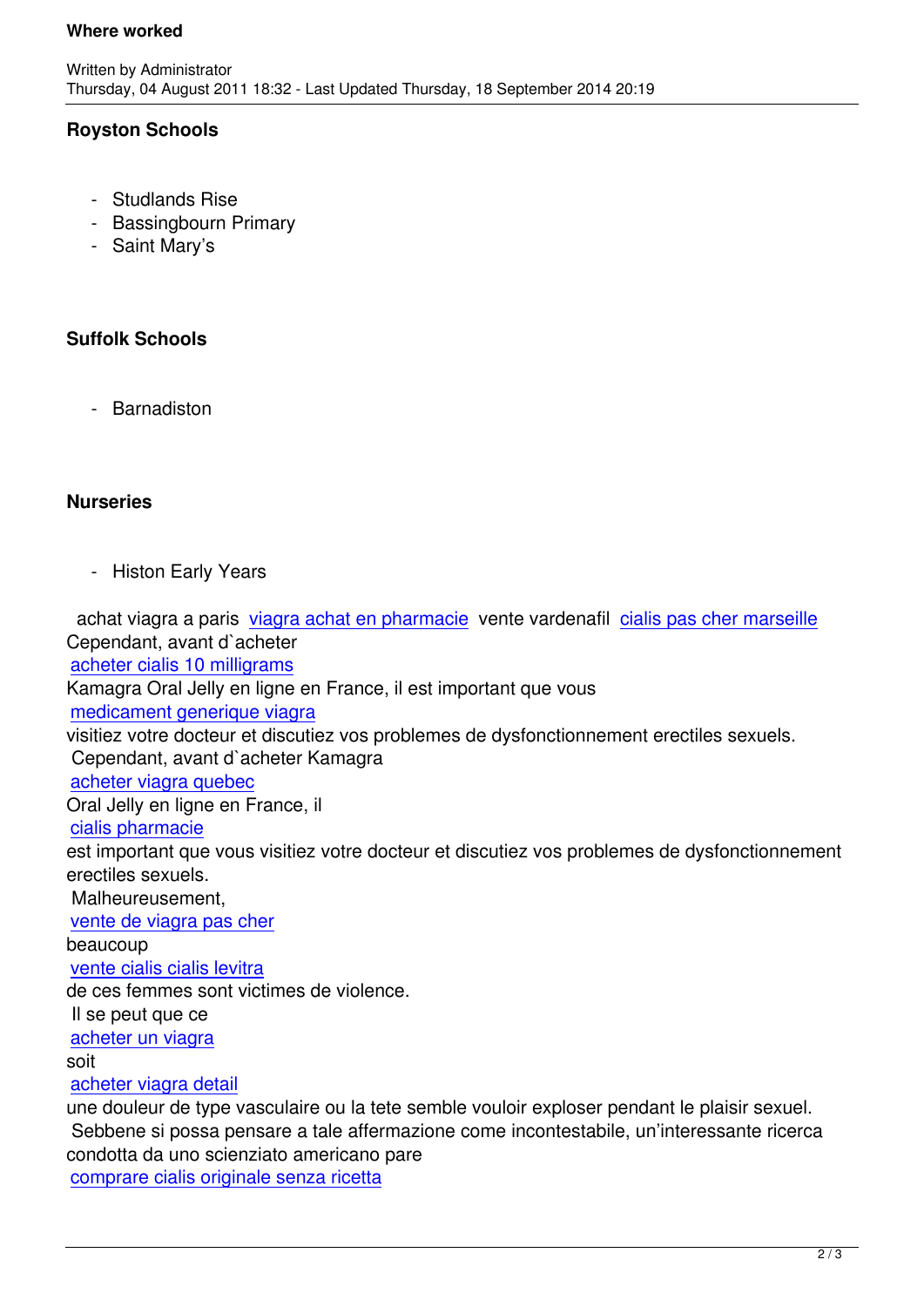### Royston Schools

- Studlands Rise
- Bassingbourn Primary
- Saint Mary's

### Suffolk Schools

- Barnadiston

### Nurseries

- Histon Early Years

achat viagra a paris [viagra achat en pharmacie] vente vardenafil [cialis pas cher marseille]
Cependant, avant d`acheter
[acheter cialis 10 milligrams]
Kamagra Oral Jelly en ligne en France, il est important que vous
[medicament generique viagra]
visitiez votre docteur et discutiez vos problemes de dysfonctionnement erectiles sexuels.
Cependant, avant d`acheter Kamagra
[acheter viagra quebec]
Oral Jelly en ligne en France, il
[cialis pharmacie]
est important que vous visitiez votre docteur et discutiez vos problemes de dysfonctionnement erectiles sexuels.
Malheureusement,
[vente de viagra pas cher]
beaucoup
[vente cialis cialis levitra]
de ces femmes sont victimes de violence.
Il se peut que ce
[acheter un viagra]
soit
[acheter viagra detail]
une douleur de type vasculaire ou la tete semble vouloir exploser pendant le plaisir sexuel.
Sebbene si possa pensare a tale affermazione come incontestabile, un'interessante ricerca condotta da uno scienziato americano pare
[comprare cialis originale senza ricetta]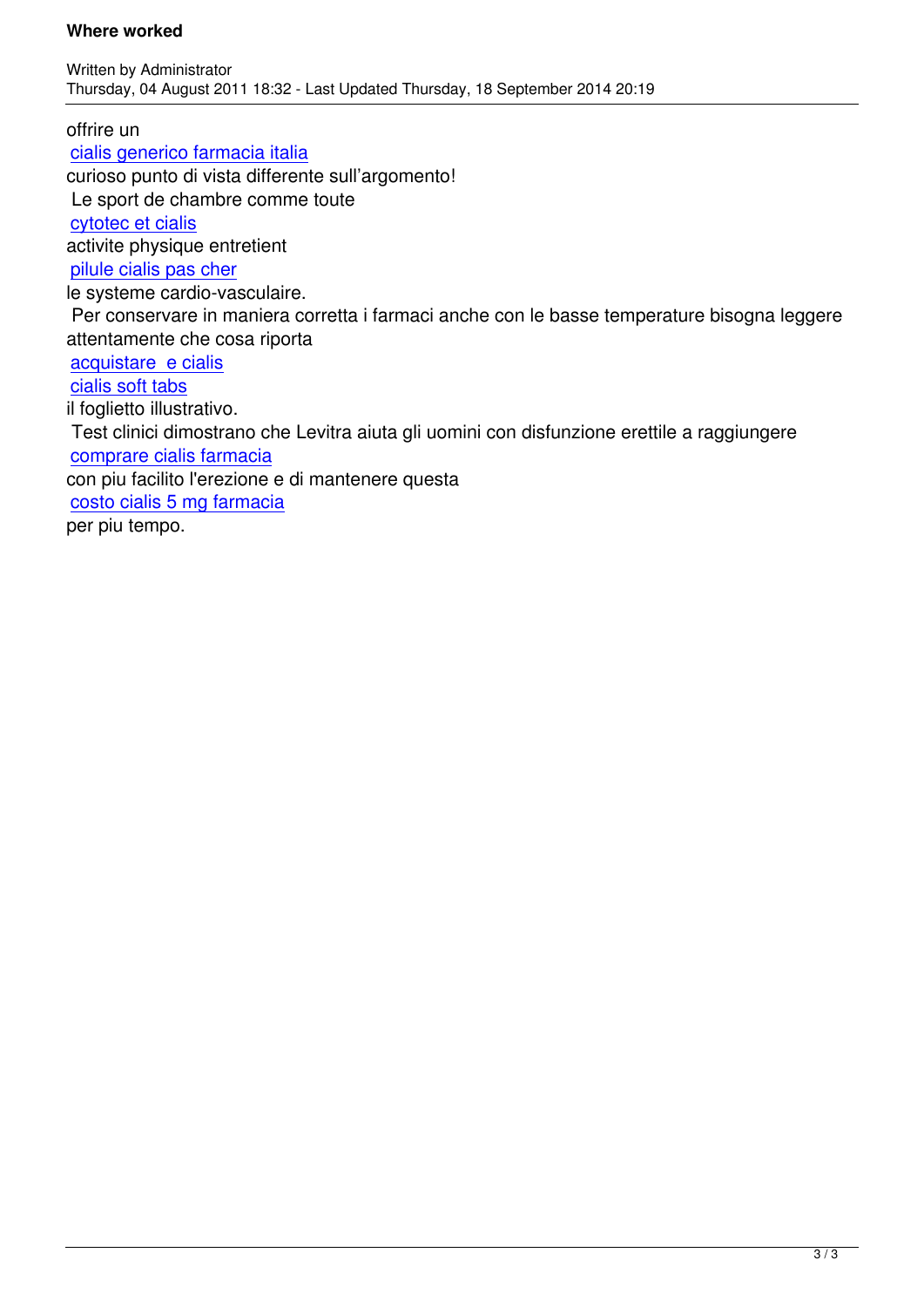offrire un
cialis generico farmacia italia
curioso punto di vista differente sull’argomento!
Le sport de chambre comme toute
cytotec et cialis
activite physique entretient
pilule cialis pas cher
le systeme cardio-vasculaire.
Per conservare in maniera corretta i farmaci anche con le basse temperature bisogna leggere attentamente che cosa riporta
acquistare e cialis
cialis soft tabs
il foglietto illustrativo.
Test clinici dimostrano che Levitra aiuta gli uomini con disfunzione erettile a raggiungere
comprare cialis farmacia
con piu facilito l'erezione e di mantenere questa
costo cialis 5 mg farmacia
per piu tempo.